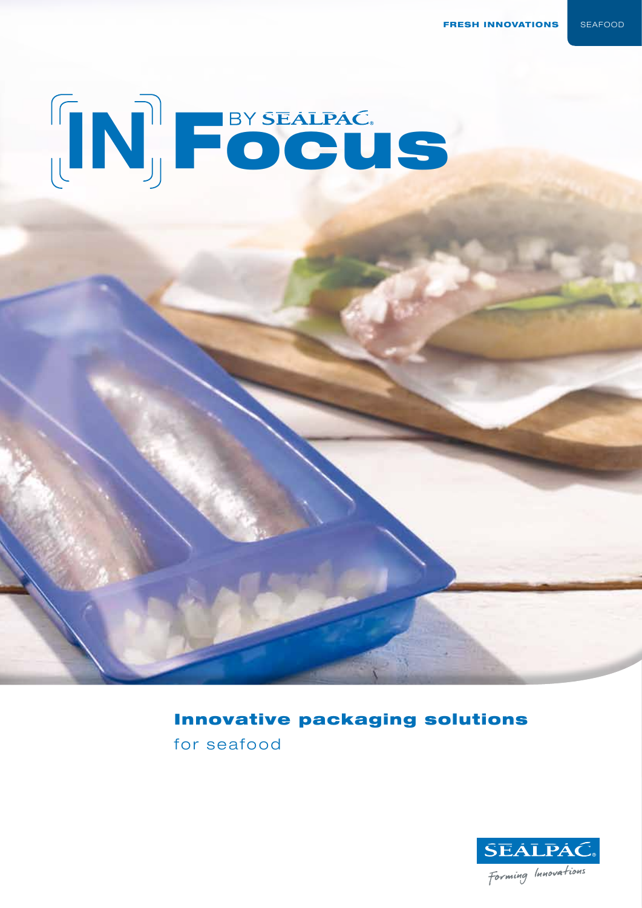FRESH INNOVATIONS SEAFOOD

# IN Focus BY SEALPAC

## Innovative packaging solutions

for seafood

SEALPAC

Forming Innovations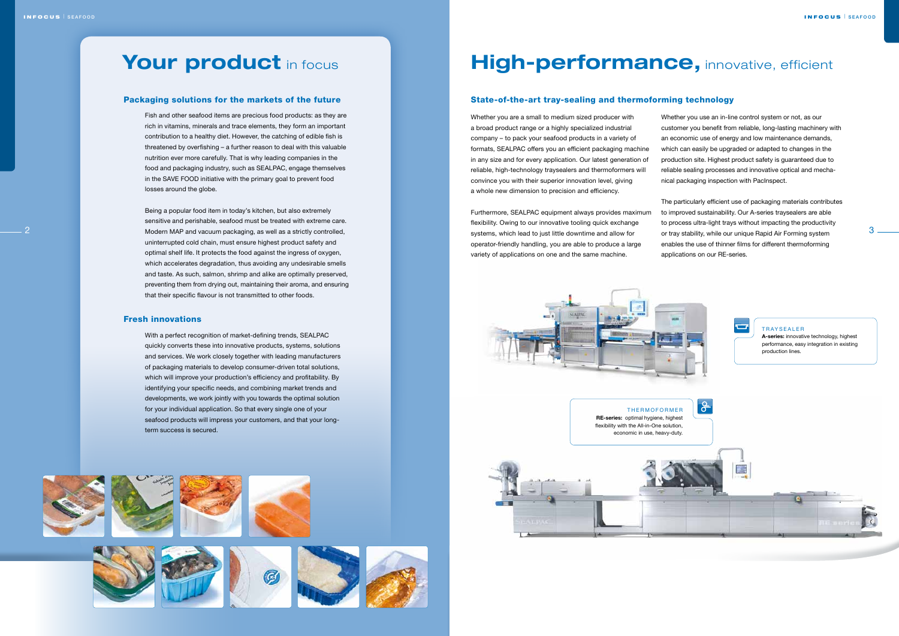# Your product in focus

## Packaging solutions for the markets of the future

Fish and other seafood items are precious food products: as they are rich in vitamins, minerals and trace elements, they form an important contribution to a healthy diet. However, the catching of edible fish is threatened by overfishing – a further reason to deal with this valuable nutrition ever more carefully. That is why leading companies in the food and packaging industry, such as SEALPAC, engage themselves in the SAVE FOOD initiative with the primary goal to prevent food losses around the globe.

Being a popular food item in today's kitchen, but also extremely sensitive and perishable, seafood must be treated with extreme care. Modern MAP and vacuum packaging, as well as a strictly controlled, uninterrupted cold chain, must ensure highest product safety and optimal shelf life. It protects the food against the ingress of oxygen, which accelerates degradation, thus avoiding any undesirable smells and taste. As such, salmon, shrimp and alike are optimally preserved, preventing them from drying out, maintaining their aroma, and ensuring that their specific flavour is not transmitted to other foods.

## Fresh innovations

With a perfect recognition of market-defining trends, SEALPAC quickly converts these into innovative products, systems, solutions and services. We work closely together with leading manufacturers of packaging materials to develop consumer-driven total solutions, which will improve your production's efficiency and profitability. By identifying your specific needs, and combining market trends and developments, we work jointly with you towards the optimal solution for your individual application. So that every single one of your seafood products will impress your customers, and that your long-term success is secured.

# High-performance, innovative, efficient

## State-of-the-art tray-sealing and thermoforming technology

Whether you are a small to medium sized producer with a broad product range or a highly specialized industrial company – to pack your seafood products in a variety of formats, SEALPAC offers you an efficient packaging machine in any size and for every application. Our latest generation of reliable, high-technology traysealers and thermoformers will convince you with their superior innovation level, giving a whole new dimension to precision and efficiency.

Furthermore, SEALPAC equipment always provides maximum flexibility. Owing to our innovative tooling quick exchange systems, which lead to just little downtime and allow for operator-friendly handling, you are able to produce a large variety of applications on one and the same machine.

Whether you use an in-line control system or not, as our customer you benefit from reliable, long-lasting machinery with an economic use of energy and low maintenance demands, which can easily be upgraded or adapted to changes in the production site. Highest product safety is guaranteed due to reliable sealing processes and innovative optical and mechanical packaging inspection with PacInspect.

The particularly efficient use of packaging materials contributes to improved sustainability. Our A-series traysealers are able to process ultra-light trays without impacting the productivity or tray stability, while our unique Rapid Air Forming system enables the use of thinner films for different thermoforming applications on our RE-series.

TRAYSEALER

**A-series:** innovative technology, highest performance, easy integration in existing production lines.

THERMOFORMER

**RE-series:** optimal hygiene, highest flexibility with the All-in-One solution, economic in use, heavy-duty.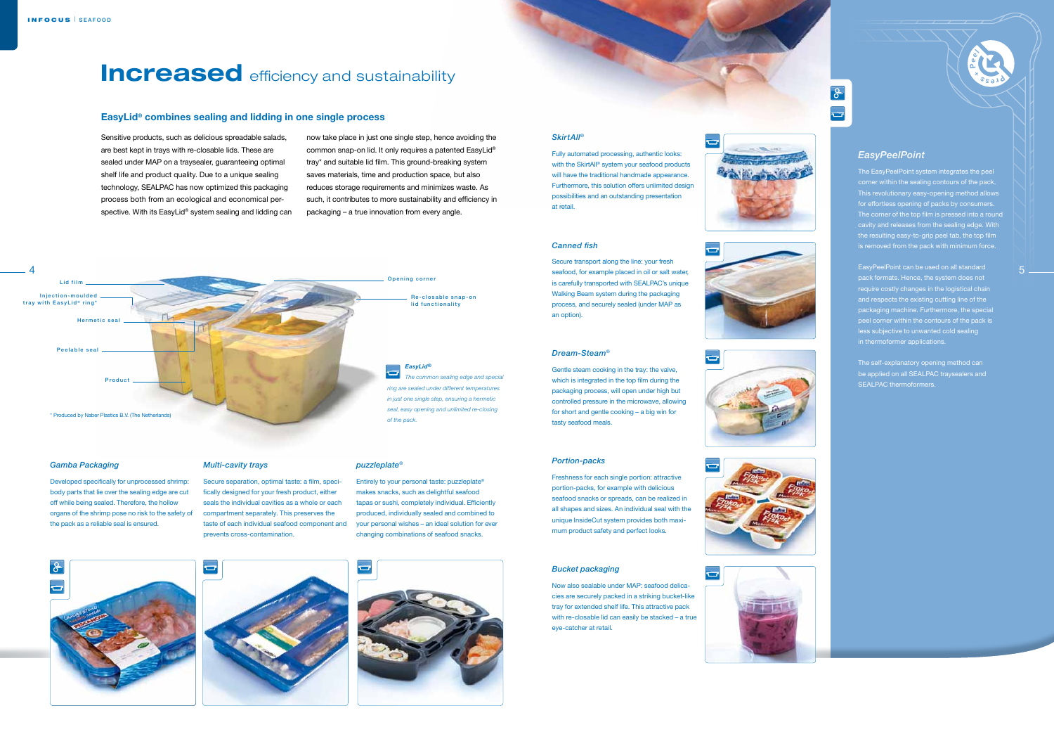# Increased efficiency and sustainability

## EasyLid® combines sealing and lidding in one single process

Sensitive products, such as delicious spreadable salads, are best kept in trays with re-closable lids. These are sealed under MAP on a traysealer, guaranteeing optimal shelf life and product quality. Due to a unique sealing technology, SEALPAC has now optimized this packaging process both from an ecological and economical perspective. With its EasyLid® system sealing and lidding can now take place in just one single step, hence avoiding the common snap-on lid. It only requires a patented EasyLid® tray* and suitable lid film. This ground-breaking system saves materials, time and production space, but also reduces storage requirements and minimizes waste. As such, it contributes to more sustainability and efficiency in packaging – a true innovation from every angle.

Lid film

Injection-moulded tray with EasyLid® ring*

Hermetic seal

Peelable seal

Product

Opening corner

Re-closable snap-on lid functionality

*EasyLid®*

*The common sealing edge and special ring are sealed under different temperatures in just one single step, ensuring a hermetic seal, easy opening and unlimited re-closing of the pack.*

\* Produced by Naber Plastics B.V. (The Netherlands)

### *Gamba Packaging*

Developed specifically for unprocessed shrimp: body parts that lie over the sealing edge are cut off while being sealed. Therefore, the hollow organs of the shrimp pose no risk to the safety of the pack as a reliable seal is ensured.

### *Multi-cavity trays*

Secure separation, optimal taste: a film, specifically designed for your fresh product, either seals the individual cavities as a whole or each compartment separately. This preserves the taste of each individual seafood component and prevents cross-contamination.

### *puzzleplate®*

Entirely to your personal taste: puzzleplate® makes snacks, such as delightful seafood tapas or sushi, completely individual. Efficiently produced, individually sealed and combined to your personal wishes – an ideal solution for ever changing combinations of seafood snacks.

### *SkirtAll®*

Fully automated processing, authentic looks: with the SkirtAll® system your seafood products will have the traditional handmade appearance. Furthermore, this solution offers unlimited design possibilities and an outstanding presentation at retail.

### *Canned fish*

Secure transport along the line: your fresh seafood, for example placed in oil or salt water, is carefully transported with SEALPAC's unique Walking Beam system during the packaging process, and securely sealed (under MAP as an option).

### *Dream-Steam®*

Gentle steam cooking in the tray: the valve, which is integrated in the top film during the packaging process, will open under high but controlled pressure in the microwave, allowing for short and gentle cooking – a big win for tasty seafood meals.

### *Portion-packs*

Freshness for each single portion: attractive portion-packs, for example with delicious seafood snacks or spreads, can be realized in all shapes and sizes. An individual seal with the unique InsideCut system provides both maximum product safety and perfect looks.

### *Bucket packaging*

Now also sealable under MAP: seafood delicacies are securely packed in a striking bucket-like tray for extended shelf life. This attractive pack with re-closable lid can easily be stacked – a true eye-catcher at retail.

### *EasyPeelPoint*

The EasyPeelPoint system integrates the peel corner within the sealing contours of the pack. This revolutionary easy-opening method allows for effortless opening of packs by consumers. The corner of the top film is pressed into a round cavity and releases from the sealing edge. With the resulting easy-to-grip peel tab, the top film is removed from the pack with minimum force.

EasyPeelPoint can be used on all standard pack formats. Hence, the system does not require costly changes in the logistical chain and respects the existing cutting line of the packaging machine. Furthermore, the special peel corner within the contours of the pack is less subjective to unwanted cold sealing in thermoformer applications.

The self-explanatory opening method can be applied on all SEALPAC traysealers and SEALPAC thermoformers.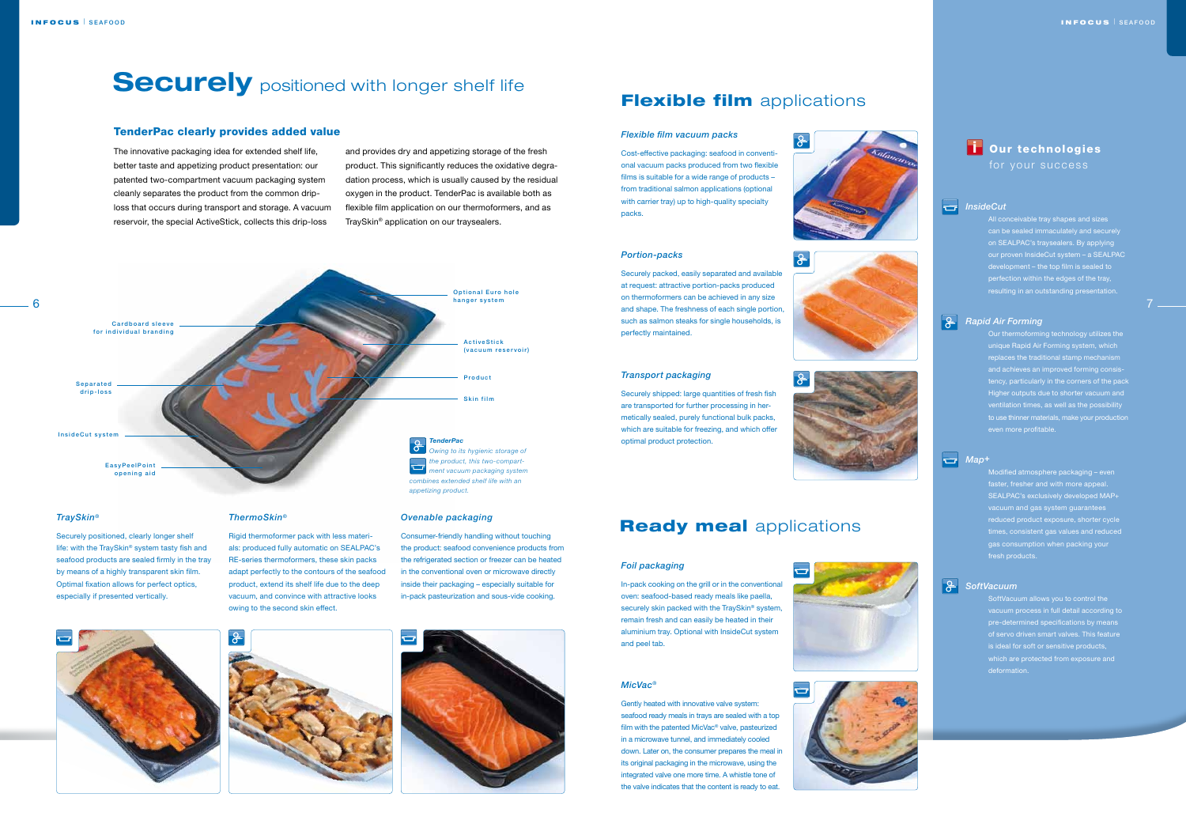# **Securely** positioned with longer shelf life

## TenderPac clearly provides added value

The innovative packaging idea for extended shelf life, better taste and appetizing product presentation: our patented two-compartment vacuum packaging system cleanly separates the product from the common drip-loss that occurs during transport and storage. A vacuum reservoir, the special ActiveStick, collects this drip-loss and provides dry and appetizing storage of the fresh product. This significantly reduces the oxidative degradation process, which is usually caused by the residual oxygen in the product. TenderPac is available both as flexible film application on our thermoformers, and as TraySkin® application on our traysealers.

Optional Euro hole hanger system

Cardboard sleeve for individual branding

ActiveStick (vacuum reservoir)

Product

Separated drip-loss

Skin film

InsideCut system

EasyPeelPoint opening aid

***TenderPac***
*Owing to its hygienic storage of the product, this two-compartment vacuum packaging system combines extended shelf life with an appetizing product.*

### *TraySkin®*

Securely positioned, clearly longer shelf life: with the TraySkin® system tasty fish and seafood products are sealed firmly in the tray by means of a highly transparent skin film. Optimal fixation allows for perfect optics, especially if presented vertically.

### *ThermoSkin®*

Rigid thermoformer pack with less materials: produced fully automatic on SEALPAC's RE-series thermoformers, these skin packs adapt perfectly to the contours of the seafood product, extend its shelf life due to the deep vacuum, and convince with attractive looks owing to the second skin effect.

### *Ovenable packaging*

Consumer-friendly handling without touching the product: seafood convenience products from the refrigerated section or freezer can be heated in the conventional oven or microwave directly inside their packaging – especially suitable for in-pack pasteurization and sous-vide cooking.

# **Flexible film** applications

### *Flexible film vacuum packs*

Cost-effective packaging: seafood in conventional vacuum packs produced from two flexible films is suitable for a wide range of products – from traditional salmon applications (optional with carrier tray) up to high-quality specialty packs.

### *Portion-packs*

Securely packed, easily separated and available at request: attractive portion-packs produced on thermoformers can be achieved in any size and shape. The freshness of each single portion, such as salmon steaks for single households, is perfectly maintained.

### *Transport packaging*

Securely shipped: large quantities of fresh fish are transported for further processing in hermetically sealed, purely functional bulk packs, which are suitable for freezing, and which offer optimal product protection.

# **Ready meal** applications

### *Foil packaging*

In-pack cooking on the grill or in the conventional oven: seafood-based ready meals like paella, securely skin packed with the TraySkin® system, remain fresh and can easily be heated in their aluminium tray. Optional with InsideCut system and peel tab.

### *MicVac®*

Gently heated with innovative valve system: seafood ready meals in trays are sealed with a top film with the patented MicVac® valve, pasteurized in a microwave tunnel, and immediately cooled down. Later on, the consumer prepares the meal in its original packaging in the microwave, using the integrated valve one more time. A whistle tone of the valve indicates that the content is ready to eat.

## **Our technologies** for your success

### *InsideCut*

All conceivable tray shapes and sizes can be sealed immaculately and securely on SEALPAC's traysealers. By applying our proven InsideCut system – a SEALPAC development – the top film is sealed to perfection within the edges of the tray, resulting in an outstanding presentation.

### *Rapid Air Forming*

Our thermoforming technology utilizes the unique Rapid Air Forming system, which replaces the traditional stamp mechanism and achieves an improved forming consistency, particularly in the corners of the pack Higher outputs due to shorter vacuum and ventilation times, as well as the possibility to use thinner materials, make your production even more profitable.

### *Map+*

Modified atmosphere packaging – even faster, fresher and with more appeal. SEALPAC's exclusively developed MAP+ vacuum and gas system guarantees reduced product exposure, shorter cycle times, consistent gas values and reduced gas consumption when packing your fresh products.

### *SoftVacuum*

SoftVacuum allows you to control the vacuum process in full detail according to pre-determined specifications by means of servo driven smart valves. This feature is ideal for soft or sensitive products, which are protected from exposure and deformation.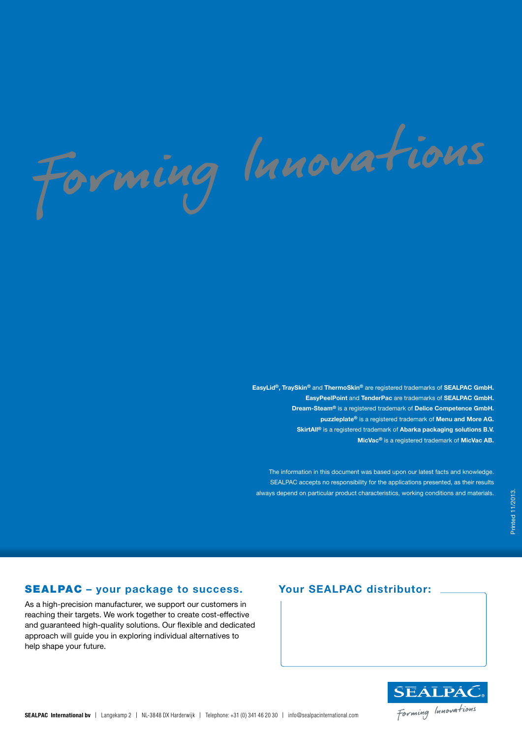# Forming Innovations

**EasyLid®, TraySkin®** and **ThermoSkin®** are registered trademarks of **SEALPAC GmbH.**
**EasyPeelPoint** and **TenderPac** are trademarks of **SEALPAC GmbH.**
**Dream-Steam®** is a registered trademark of **Delice Competence GmbH.**
**puzzleplate®** is a registered trademark of **Menu and More AG.**
**SkirtAll®** is a registered trademark of **Abarka packaging solutions B.V.**
**MicVac®** is a registered trademark of **MicVac AB.**

The information in this document was based upon our latest facts and knowledge. SEALPAC accepts no responsibility for the applications presented, as their results always depend on particular product characteristics, working conditions and materials.

Printed 11/2013.

## SEALPAC – your package to success.

As a high-precision manufacturer, we support our customers in reaching their targets. We work together to create cost-effective and guaranteed high-quality solutions. Our flexible and dedicated approach will guide you in exploring individual alternatives to help shape your future.

## Your SEALPAC distributor:

SEALPAC® Forming Innovations

**SEALPAC International bv** | Langekamp 2 | NL-3848 DX Harderwijk | Telephone: +31 (0) 341 46 20 30 | info@sealpacinternational.com